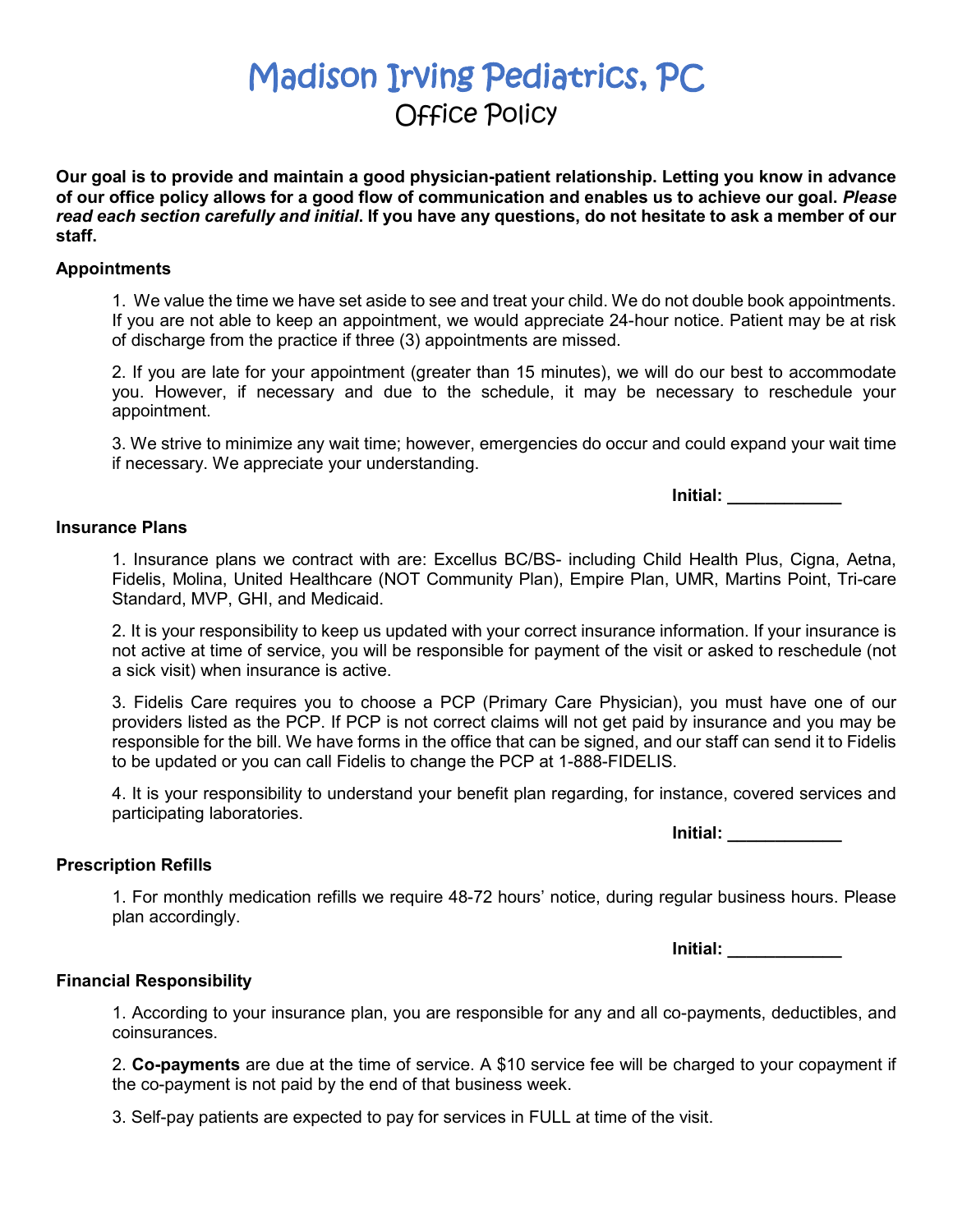# Madison Irving Pediatrics, PC

## Office Policy

**Our goal is to provide and maintain a good physician-patient relationship. Letting you know in advance of our office policy allows for a good flow of communication and enables us to achieve our goal. *Please read each section carefully and initial*. If you have any questions, do not hesitate to ask a member of our staff.**

### Appointments

1. We value the time we have set aside to see and treat your child. We do not double book appointments. If you are not able to keep an appointment, we would appreciate 24-hour notice. Patient may be at risk of discharge from the practice if three (3) appointments are missed.

2. If you are late for your appointment (greater than 15 minutes), we will do our best to accommodate you. However, if necessary and due to the schedule, it may be necessary to reschedule your appointment.

3. We strive to minimize any wait time; however, emergencies do occur and could expand your wait time if necessary. We appreciate your understanding.

**Initial: ____________**

### Insurance Plans

1. Insurance plans we contract with are: Excellus BC/BS- including Child Health Plus, Cigna, Aetna, Fidelis, Molina, United Healthcare (NOT Community Plan), Empire Plan, UMR, Martins Point, Tri-care Standard, MVP, GHI, and Medicaid.

2. It is your responsibility to keep us updated with your correct insurance information. If your insurance is not active at time of service, you will be responsible for payment of the visit or asked to reschedule (not a sick visit) when insurance is active.

3. Fidelis Care requires you to choose a PCP (Primary Care Physician), you must have one of our providers listed as the PCP. If PCP is not correct claims will not get paid by insurance and you may be responsible for the bill. We have forms in the office that can be signed, and our staff can send it to Fidelis to be updated or you can call Fidelis to change the PCP at 1-888-FIDELIS.

4. It is your responsibility to understand your benefit plan regarding, for instance, covered services and participating laboratories.

**Initial: ____________**

### Prescription Refills

1. For monthly medication refills we require 48-72 hours' notice, during regular business hours. Please plan accordingly.

**Initial: ____________**

### Financial Responsibility

1. According to your insurance plan, you are responsible for any and all co-payments, deductibles, and coinsurances.

2. **Co-payments** are due at the time of service. A $10 service fee will be charged to your copayment if the co-payment is not paid by the end of that business week.

3. Self-pay patients are expected to pay for services in FULL at time of the visit.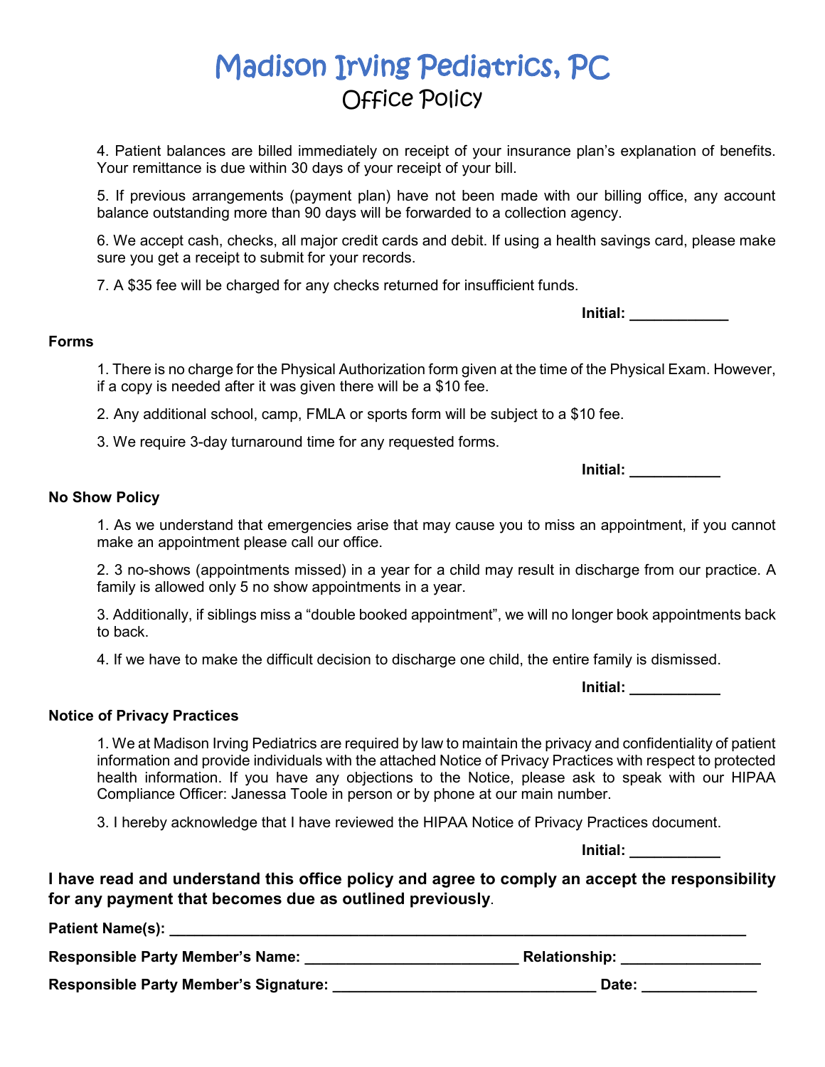# Madison Irving Pediatrics, PC

## Office Policy

4. Patient balances are billed immediately on receipt of your insurance plan's explanation of benefits. Your remittance is due within 30 days of your receipt of your bill.

5. If previous arrangements (payment plan) have not been made with our billing office, any account balance outstanding more than 90 days will be forwarded to a collection agency.

6. We accept cash, checks, all major credit cards and debit. If using a health savings card, please make sure you get a receipt to submit for your records.

7. A $35 fee will be charged for any checks returned for insufficient funds.

**Initial: ____________**

**Forms**

1. There is no charge for the Physical Authorization form given at the time of the Physical Exam. However, if a copy is needed after it was given there will be a $10 fee.

2. Any additional school, camp, FMLA or sports form will be subject to a $10 fee.

3. We require 3-day turnaround time for any requested forms.

**Initial: ___________**

**No Show Policy**

1. As we understand that emergencies arise that may cause you to miss an appointment, if you cannot make an appointment please call our office.

2. 3 no-shows (appointments missed) in a year for a child may result in discharge from our practice. A family is allowed only 5 no show appointments in a year.

3. Additionally, if siblings miss a "double booked appointment", we will no longer book appointments back to back.

4. If we have to make the difficult decision to discharge one child, the entire family is dismissed.

**Initial: ___________**

**Notice of Privacy Practices**

1. We at Madison Irving Pediatrics are required by law to maintain the privacy and confidentiality of patient information and provide individuals with the attached Notice of Privacy Practices with respect to protected health information. If you have any objections to the Notice, please ask to speak with our HIPAA Compliance Officer: Janessa Toole in person or by phone at our main number.

3. I hereby acknowledge that I have reviewed the HIPAA Notice of Privacy Practices document.

**Initial: ___________**

**I have read and understand this office policy and agree to comply an accept the responsibility for any payment that becomes due as outlined previously**.

**Patient Name(s):** ________________________________________________________________________

**Responsible Party Member's Name:** ___________________________ **Relationship:** ________________

**Responsible Party Member's Signature:** _________________________________ **Date:** ______________